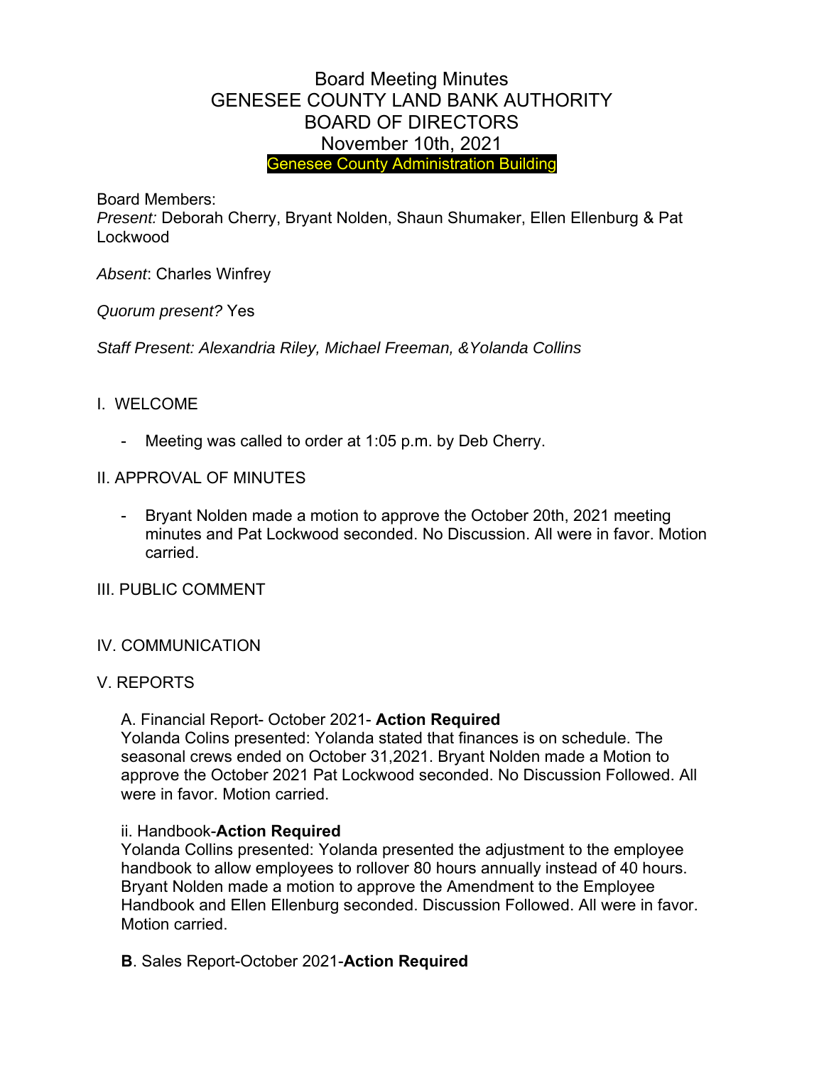# Board Meeting Minutes
# GENESEE COUNTY LAND BANK AUTHORITY
# BOARD OF DIRECTORS
# November 10th, 2021

Genesee County Administration Building

Board Members:
*Present:* Deborah Cherry, Bryant Nolden, Shaun Shumaker, Ellen Ellenburg & Pat Lockwood

*Absent*: Charles Winfrey

*Quorum present?* Yes

*Staff Present: Alexandria Riley, Michael Freeman, &Yolanda Collins*

## I. WELCOME

- Meeting was called to order at 1:05 p.m. by Deb Cherry.

## II. APPROVAL OF MINUTES

- Bryant Nolden made a motion to approve the October 20th, 2021 meeting minutes and Pat Lockwood seconded. No Discussion. All were in favor. Motion carried.

## III. PUBLIC COMMENT

## IV. COMMUNICATION

## V. REPORTS

A. Financial Report- October 2021- **Action Required**
Yolanda Colins presented: Yolanda stated that finances is on schedule. The seasonal crews ended on October 31,2021. Bryant Nolden made a Motion to approve the October 2021 Pat Lockwood seconded. No Discussion Followed. All were in favor. Motion carried.

ii. Handbook-**Action Required**
Yolanda Collins presented: Yolanda presented the adjustment to the employee handbook to allow employees to rollover 80 hours annually instead of 40 hours. Bryant Nolden made a motion to approve the Amendment to the Employee Handbook and Ellen Ellenburg seconded. Discussion Followed. All were in favor. Motion carried.

**B**. Sales Report-October 2021-**Action Required**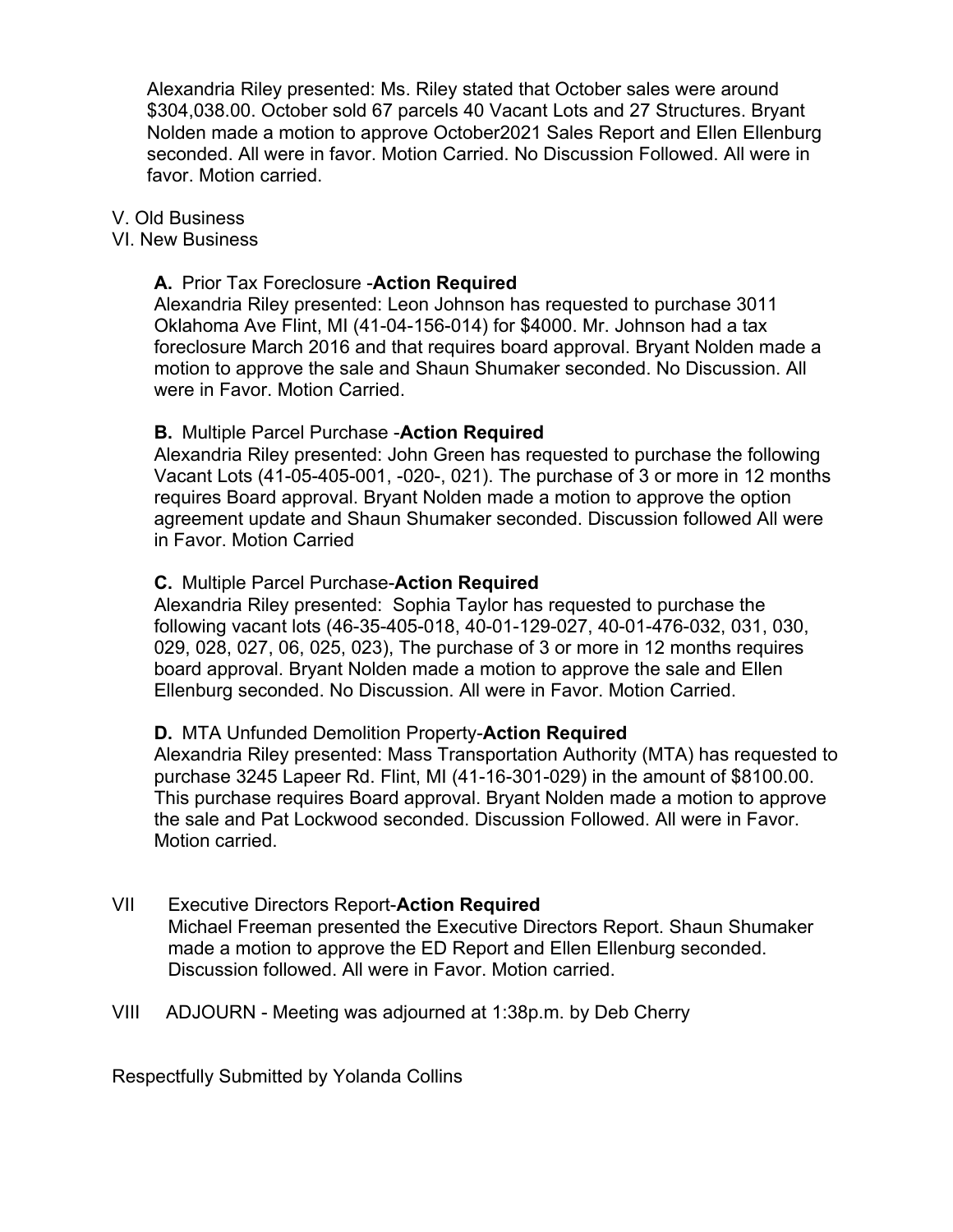Alexandria Riley presented: Ms. Riley stated that October sales were around $304,038.00. October sold 67 parcels 40 Vacant Lots and 27 Structures. Bryant Nolden made a motion to approve October2021 Sales Report and Ellen Ellenburg seconded. All were in favor. Motion Carried. No Discussion Followed. All were in favor. Motion carried.

V. Old Business

VI. New Business

**A.** Prior Tax Foreclosure -**Action Required**
Alexandria Riley presented: Leon Johnson has requested to purchase 3011 Oklahoma Ave Flint, MI (41-04-156-014) for $4000. Mr. Johnson had a tax foreclosure March 2016 and that requires board approval. Bryant Nolden made a motion to approve the sale and Shaun Shumaker seconded. No Discussion. All were in Favor. Motion Carried.

**B.** Multiple Parcel Purchase -**Action Required**
Alexandria Riley presented: John Green has requested to purchase the following Vacant Lots (41-05-405-001, -020-, 021). The purchase of 3 or more in 12 months requires Board approval. Bryant Nolden made a motion to approve the option agreement update and Shaun Shumaker seconded. Discussion followed All were in Favor. Motion Carried

**C.** Multiple Parcel Purchase-**Action Required**
Alexandria Riley presented: Sophia Taylor has requested to purchase the following vacant lots (46-35-405-018, 40-01-129-027, 40-01-476-032, 031, 030, 029, 028, 027, 06, 025, 023), The purchase of 3 or more in 12 months requires board approval. Bryant Nolden made a motion to approve the sale and Ellen Ellenburg seconded. No Discussion. All were in Favor. Motion Carried.

**D.** MTA Unfunded Demolition Property-**Action Required**
Alexandria Riley presented: Mass Transportation Authority (MTA) has requested to purchase 3245 Lapeer Rd. Flint, MI (41-16-301-029) in the amount of $8100.00. This purchase requires Board approval. Bryant Nolden made a motion to approve the sale and Pat Lockwood seconded. Discussion Followed. All were in Favor. Motion carried.

VII Executive Directors Report-**Action Required**
Michael Freeman presented the Executive Directors Report. Shaun Shumaker made a motion to approve the ED Report and Ellen Ellenburg seconded. Discussion followed. All were in Favor. Motion carried.

VIII ADJOURN - Meeting was adjourned at 1:38p.m. by Deb Cherry

Respectfully Submitted by Yolanda Collins